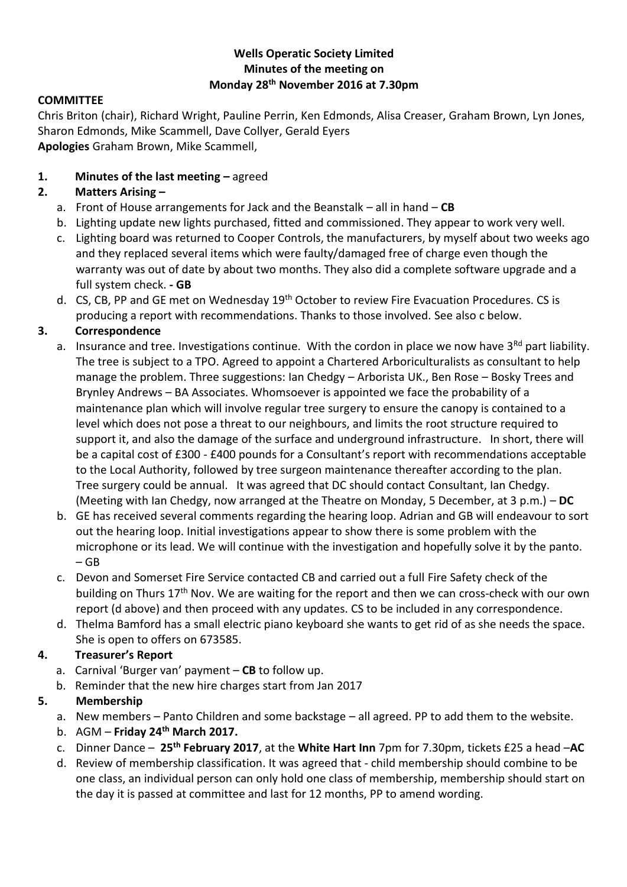**Wells Operatic Society Limited**
**Minutes of the meeting on**
**Monday 28th November 2016 at 7.30pm**

**COMMITTEE**

Chris Briton (chair), Richard Wright, Pauline Perrin, Ken Edmonds, Alisa Creaser, Graham Brown, Lyn Jones, Sharon Edmonds, Mike Scammell, Dave Collyer, Gerald Eyers

**Apologies** Graham Brown, Mike Scammell,

1. **Minutes of the last meeting –** agreed
2. **Matters Arising –**
   a. Front of House arrangements for Jack and the Beanstalk – all in hand – **CB**
   b. Lighting update new lights purchased, fitted and commissioned. They appear to work very well.
   c. Lighting board was returned to Cooper Controls, the manufacturers, by myself about two weeks ago and they replaced several items which were faulty/damaged free of charge even though the warranty was out of date by about two months. They also did a complete software upgrade and a full system check. **- GB**
   d. CS, CB, PP and GE met on Wednesday 19th October to review Fire Evacuation Procedures. CS is producing a report with recommendations. Thanks to those involved. See also c below.
3. **Correspondence**
   a. Insurance and tree. Investigations continue. With the cordon in place we now have 3Rd part liability. The tree is subject to a TPO. Agreed to appoint a Chartered Arboriculturalists as consultant to help manage the problem. Three suggestions: Ian Chedgy – Arborista UK., Ben Rose – Bosky Trees and Brynley Andrews – BA Associates. Whomsoever is appointed we face the probability of a maintenance plan which will involve regular tree surgery to ensure the canopy is contained to a level which does not pose a threat to our neighbours, and limits the root structure required to support it, and also the damage of the surface and underground infrastructure. In short, there will be a capital cost of £300 - £400 pounds for a Consultant's report with recommendations acceptable to the Local Authority, followed by tree surgeon maintenance thereafter according to the plan. Tree surgery could be annual. It was agreed that DC should contact Consultant, Ian Chedgy. (Meeting with Ian Chedgy, now arranged at the Theatre on Monday, 5 December, at 3 p.m.) – **DC**
   b. GE has received several comments regarding the hearing loop. Adrian and GB will endeavour to sort out the hearing loop. Initial investigations appear to show there is some problem with the microphone or its lead. We will continue with the investigation and hopefully solve it by the panto. – GB
   c. Devon and Somerset Fire Service contacted CB and carried out a full Fire Safety check of the building on Thurs 17th Nov. We are waiting for the report and then we can cross-check with our own report (d above) and then proceed with any updates. CS to be included in any correspondence.
   d. Thelma Bamford has a small electric piano keyboard she wants to get rid of as she needs the space. She is open to offers on 673585.
4. **Treasurer's Report**
   a. Carnival 'Burger van' payment – **CB** to follow up.
   b. Reminder that the new hire charges start from Jan 2017
5. **Membership**
   a. New members – Panto Children and some backstage – all agreed. PP to add them to the website.
   b. AGM – **Friday 24th March 2017.**
   c. Dinner Dance – **25th February 2017**, at the **White Hart Inn** 7pm for 7.30pm, tickets £25 a head –**AC**
   d. Review of membership classification. It was agreed that - child membership should combine to be one class, an individual person can only hold one class of membership, membership should start on the day it is passed at committee and last for 12 months, PP to amend wording.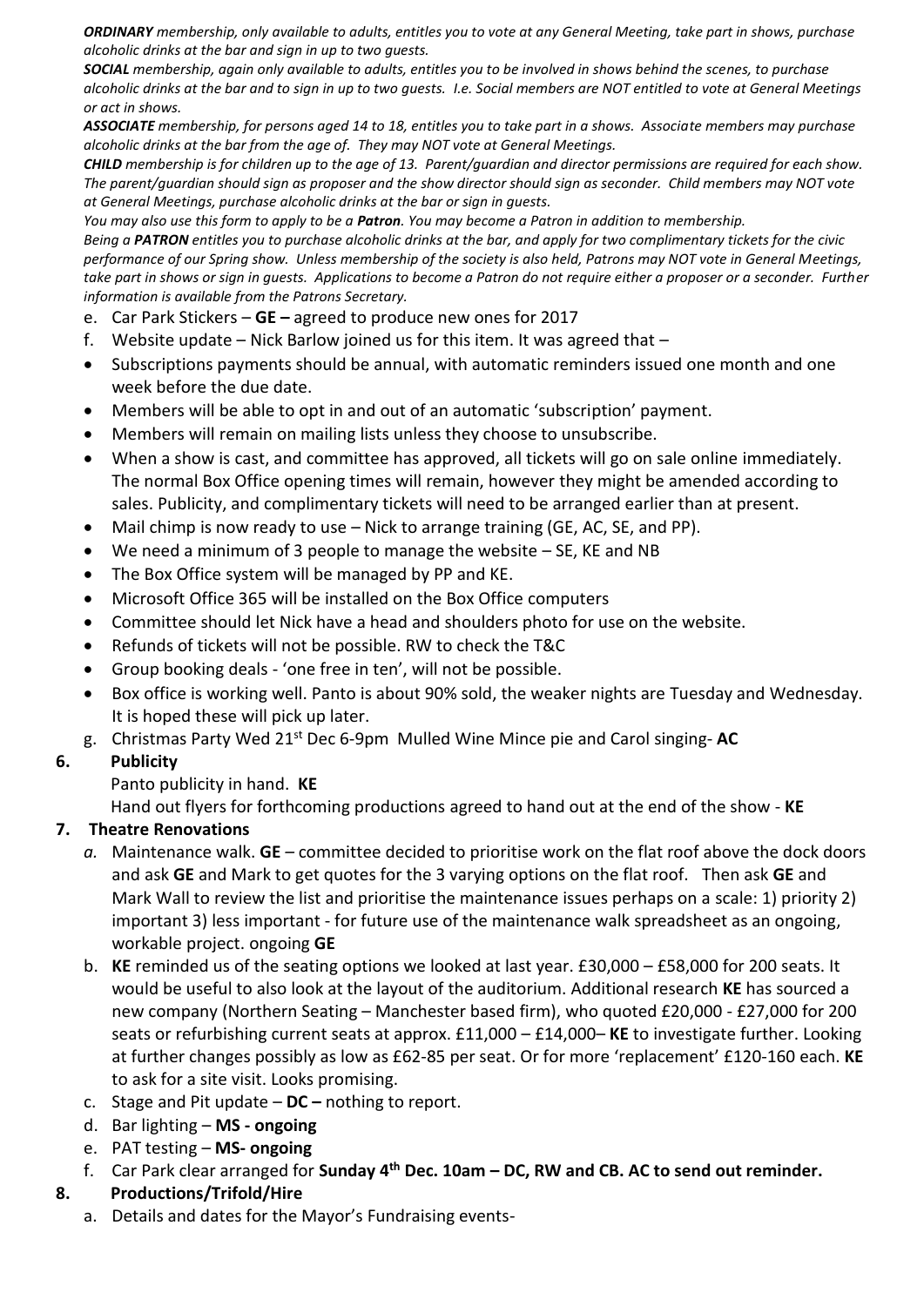***ORDINARY*** *membership, only available to adults, entitles you to vote at any General Meeting, take part in shows, purchase alcoholic drinks at the bar and sign in up to two guests.*

***SOCIAL*** *membership, again only available to adults, entitles you to be involved in shows behind the scenes, to purchase alcoholic drinks at the bar and to sign in up to two guests. I.e. Social members are NOT entitled to vote at General Meetings or act in shows.*

***ASSOCIATE*** *membership, for persons aged 14 to 18, entitles you to take part in a shows. Associate members may purchase alcoholic drinks at the bar from the age of. They may NOT vote at General Meetings.*

***CHILD*** *membership is for children up to the age of 13. Parent/guardian and director permissions are required for each show. The parent/guardian should sign as proposer and the show director should sign as seconder. Child members may NOT vote at General Meetings, purchase alcoholic drinks at the bar or sign in guests.*

*You may also use this form to apply to be a **Patron**. You may become a Patron in addition to membership.*

*Being a **PATRON** entitles you to purchase alcoholic drinks at the bar, and apply for two complimentary tickets for the civic performance of our Spring show. Unless membership of the society is also held, Patrons may NOT vote in General Meetings, take part in shows or sign in guests. Applications to become a Patron do not require either a proposer or a seconder. Further information is available from the Patrons Secretary.*

e. Car Park Stickers – **GE –** agreed to produce new ones for 2017

f. Website update – Nick Barlow joined us for this item. It was agreed that –

- Subscriptions payments should be annual, with automatic reminders issued one month and one week before the due date.
- Members will be able to opt in and out of an automatic 'subscription' payment.
- Members will remain on mailing lists unless they choose to unsubscribe.
- When a show is cast, and committee has approved, all tickets will go on sale online immediately. The normal Box Office opening times will remain, however they might be amended according to sales. Publicity, and complimentary tickets will need to be arranged earlier than at present.
- Mail chimp is now ready to use – Nick to arrange training (GE, AC, SE, and PP).
- We need a minimum of 3 people to manage the website – SE, KE and NB
- The Box Office system will be managed by PP and KE.
- Microsoft Office 365 will be installed on the Box Office computers
- Committee should let Nick have a head and shoulders photo for use on the website.
- Refunds of tickets will not be possible. RW to check the T&C
- Group booking deals - 'one free in ten', will not be possible.
- Box office is working well. Panto is about 90% sold, the weaker nights are Tuesday and Wednesday. It is hoped these will pick up later.

g. Christmas Party Wed 21st Dec 6-9pm Mulled Wine Mince pie and Carol singing- **AC**

## 6. Publicity

Panto publicity in hand. **KE**

Hand out flyers for forthcoming productions agreed to hand out at the end of the show - **KE**

## 7. Theatre Renovations

*a.* Maintenance walk. **GE** – committee decided to prioritise work on the flat roof above the dock doors and ask **GE** and Mark to get quotes for the 3 varying options on the flat roof. Then ask **GE** and Mark Wall to review the list and prioritise the maintenance issues perhaps on a scale: 1) priority 2) important 3) less important - for future use of the maintenance walk spreadsheet as an ongoing, workable project. ongoing **GE**

b. **KE** reminded us of the seating options we looked at last year. £30,000 – £58,000 for 200 seats. It would be useful to also look at the layout of the auditorium. Additional research **KE** has sourced a new company (Northern Seating – Manchester based firm), who quoted £20,000 - £27,000 for 200 seats or refurbishing current seats at approx. £11,000 – £14,000– **KE** to investigate further. Looking at further changes possibly as low as £62-85 per seat. Or for more 'replacement' £120-160 each. **KE** to ask for a site visit. Looks promising.

c. Stage and Pit update – **DC –** nothing to report.

d. Bar lighting – **MS - ongoing**

e. PAT testing – **MS- ongoing**

f. Car Park clear arranged for **Sunday 4th Dec. 10am – DC, RW and CB. AC to send out reminder.**

## 8. Productions/Trifold/Hire

a. Details and dates for the Mayor's Fundraising events-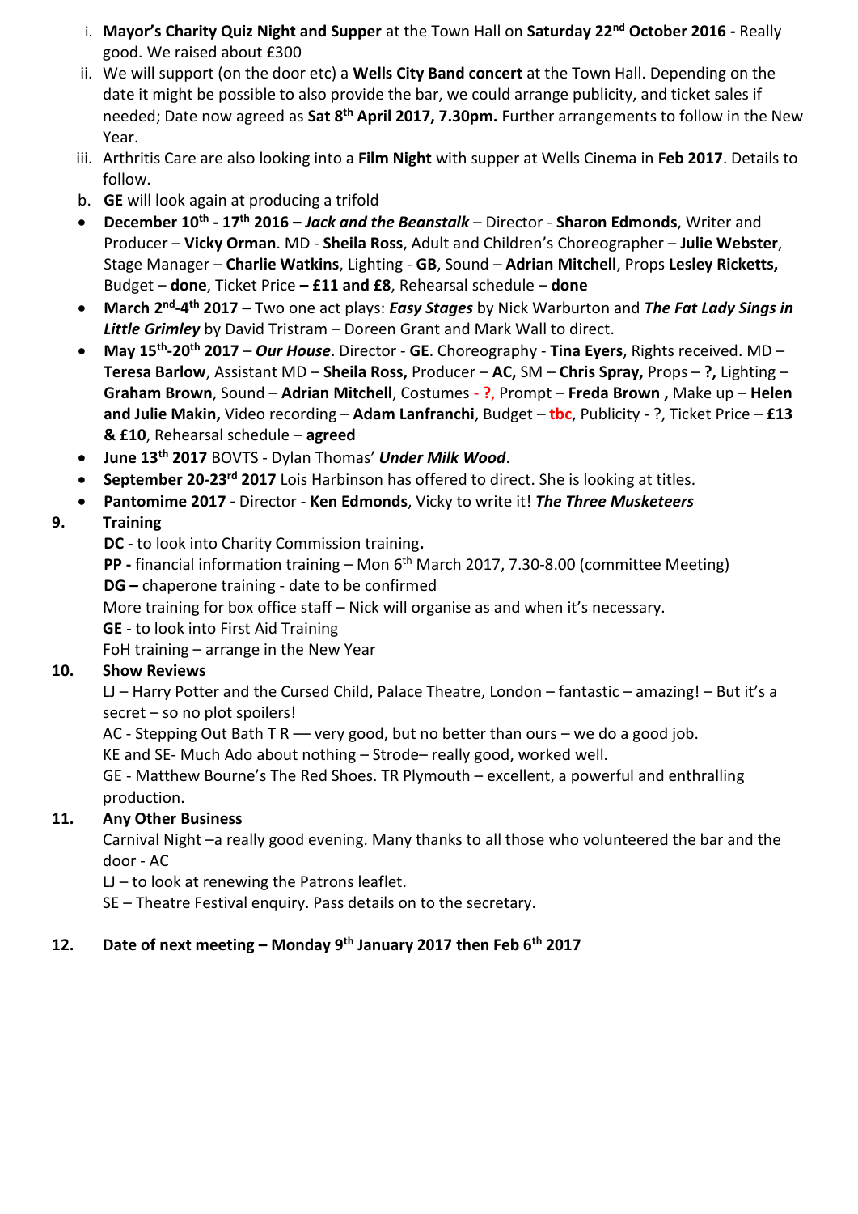i. **Mayor's Charity Quiz Night and Supper** at the Town Hall on **Saturday 22nd October 2016 -** Really good. We raised about £300
ii. We will support (on the door etc) a **Wells City Band concert** at the Town Hall. Depending on the date it might be possible to also provide the bar, we could arrange publicity, and ticket sales if needed; Date now agreed as **Sat 8th April 2017, 7.30pm.** Further arrangements to follow in the New Year.
iii. Arthritis Care are also looking into a **Film Night** with supper at Wells Cinema in **Feb 2017**. Details to follow.

b. **GE** will look again at producing a trifold

- **December 10th - 17th 2016 –** ***Jack and the Beanstalk*** – Director - **Sharon Edmonds**, Writer and Producer – **Vicky Orman**. MD - **Sheila Ross**, Adult and Children's Choreographer – **Julie Webster**, Stage Manager – **Charlie Watkins**, Lighting - **GB**, Sound – **Adrian Mitchell**, Props **Lesley Ricketts,** Budget – **done**, Ticket Price **– £11 and £8**, Rehearsal schedule – **done**
- **March 2nd-4th 2017 –** Two one act plays: ***Easy Stages*** by Nick Warburton and ***The Fat Lady Sings in Little Grimley*** by David Tristram – Doreen Grant and Mark Wall to direct.
- **May 15th-20th 2017** – ***Our House***. Director - **GE**. Choreography - **Tina Eyers**, Rights received. MD – **Teresa Barlow**, Assistant MD – **Sheila Ross,** Producer – **AC,** SM – **Chris Spray,** Props – **?,** Lighting – **Graham Brown**, Sound – **Adrian Mitchell**, Costumes - **?,** Prompt – **Freda Brown ,** Make up – **Helen and Julie Makin,** Video recording – **Adam Lanfranchi**, Budget – **tbc**, Publicity - ?, Ticket Price – **£13 & £10**, Rehearsal schedule – **agreed**
- **June 13th 2017** BOVTS - Dylan Thomas' ***Under Milk Wood***.
- **September 20-23rd 2017** Lois Harbinson has offered to direct. She is looking at titles.
- **Pantomime 2017 -** Director - **Ken Edmonds**, Vicky to write it! ***The Three Musketeers***

## 9. Training

**DC** - to look into Charity Commission training**.**
**PP -** financial information training – Mon 6th March 2017, 7.30-8.00 (committee Meeting)
**DG –** chaperone training - date to be confirmed
More training for box office staff – Nick will organise as and when it's necessary.
**GE** - to look into First Aid Training
FoH training – arrange in the New Year

## 10. Show Reviews

LJ – Harry Potter and the Cursed Child, Palace Theatre, London – fantastic – amazing! – But it's a secret – so no plot spoilers!
AC - Stepping Out Bath T R –– very good, but no better than ours – we do a good job.
KE and SE- Much Ado about nothing – Strode– really good, worked well.
GE - Matthew Bourne's The Red Shoes. TR Plymouth – excellent, a powerful and enthralling production.

## 11. Any Other Business

Carnival Night –a really good evening. Many thanks to all those who volunteered the bar and the door - AC
LJ – to look at renewing the Patrons leaflet.
SE – Theatre Festival enquiry. Pass details on to the secretary.

## 12. Date of next meeting – Monday 9th January 2017 then Feb 6th 2017